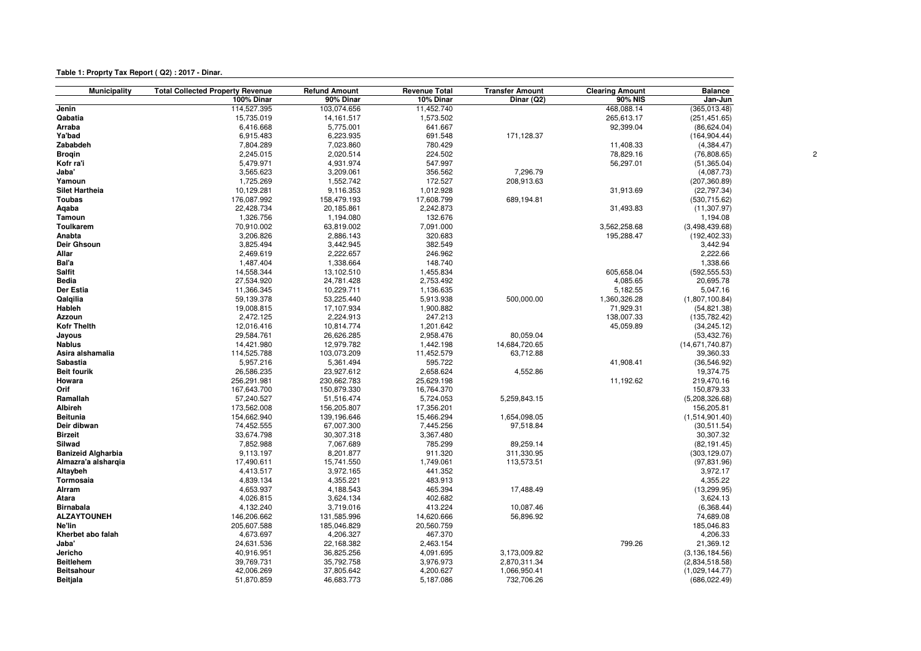**Table 1: Proprty Tax Report ( Q2) : 2017 - Dinar.**

| Municipality | Total Collected Property Revenue | Refund Amount | Revenue Total | Transfer Amount | Clearing Amount | Balance |
|---|---|---|---|---|---|---|
| | 100% Dinar | 90% Dinar | 10% Dinar | Dinar (Q2) | 90% NIS | Jan-Jun |
| Jenin | 114,527.395 | 103,074.656 | 11,452.740 | | 468,088.14 | (365,013.48) |
| Qabatia | 15,735.019 | 14,161.517 | 1,573.502 | | 265,613.17 | (251,451.65) |
| Arraba | 6,416.668 | 5,775.001 | 641.667 | | 92,399.04 | (86,624.04) |
| Ya'bad | 6,915.483 | 6,223.935 | 691.548 | 171,128.37 | | (164,904.44) |
| Zababdeh | 7,804.289 | 7,023.860 | 780.429 | | 11,408.33 | (4,384.47) |
| Broqin | 2,245.015 | 2,020.514 | 224.502 | | 78,829.16 | (76,808.65) |
| Kofr ra'i | 5,479.971 | 4,931.974 | 547.997 | | 56,297.01 | (51,365.04) |
| Jaba' | 3,565.623 | 3,209.061 | 356.562 | 7,296.79 | | (4,087.73) |
| Yamoun | 1,725.269 | 1,552.742 | 172.527 | 208,913.63 | | (207,360.89) |
| Silet Hartheia | 10,129.281 | 9,116.353 | 1,012.928 | | 31,913.69 | (22,797.34) |
| Toubas | 176,087.992 | 158,479.193 | 17,608.799 | 689,194.81 | | (530,715.62) |
| Aqaba | 22,428.734 | 20,185.861 | 2,242.873 | | 31,493.83 | (11,307.97) |
| Tamoun | 1,326.756 | 1,194.080 | 132.676 | | | 1,194.08 |
| Toulkarem | 70,910.002 | 63,819.002 | 7,091.000 | | 3,562,258.68 | (3,498,439.68) |
| Anabta | 3,206.826 | 2,886.143 | 320.683 | | 195,288.47 | (192,402.33) |
| Deir Ghsoun | 3,825.494 | 3,442.945 | 382.549 | | | 3,442.94 |
| Allar | 2,469.619 | 2,222.657 | 246.962 | | | 2,222.66 |
| Bal'a | 1,487.404 | 1,338.664 | 148.740 | | | 1,338.66 |
| Salfit | 14,558.344 | 13,102.510 | 1,455.834 | | 605,658.04 | (592,555.53) |
| Bedia | 27,534.920 | 24,781.428 | 2,753.492 | | 4,085.65 | 20,695.78 |
| Der Estia | 11,366.345 | 10,229.711 | 1,136.635 | | 5,182.55 | 5,047.16 |
| Qalqilia | 59,139.378 | 53,225.440 | 5,913.938 | 500,000.00 | 1,360,326.28 | (1,807,100.84) |
| Hableh | 19,008.815 | 17,107.934 | 1,900.882 | | 71,929.31 | (54,821.38) |
| Azzoun | 2,472.125 | 2,224.913 | 247.213 | | 138,007.33 | (135,782.42) |
| Kofr Thelth | 12,016.416 | 10,814.774 | 1,201.642 | | 45,059.89 | (34,245.12) |
| Jayous | 29,584.761 | 26,626.285 | 2,958.476 | 80,059.04 | | (53,432.76) |
| Nablus | 14,421.980 | 12,979.782 | 1,442.198 | 14,684,720.65 | | (14,671,740.87) |
| Asira alshamalia | 114,525.788 | 103,073.209 | 11,452.579 | 63,712.88 | | 39,360.33 |
| Sabastia | 5,957.216 | 5,361.494 | 595.722 | | 41,908.41 | (36,546.92) |
| Beit fourik | 26,586.235 | 23,927.612 | 2,658.624 | 4,552.86 | | 19,374.75 |
| Howara | 256,291.981 | 230,662.783 | 25,629.198 | | 11,192.62 | 219,470.16 |
| Orif | 167,643.700 | 150,879.330 | 16,764.370 | | | 150,879.33 |
| Ramallah | 57,240.527 | 51,516.474 | 5,724.053 | 5,259,843.15 | | (5,208,326.68) |
| Albireh | 173,562.008 | 156,205.807 | 17,356.201 | | | 156,205.81 |
| Beitunia | 154,662.940 | 139,196.646 | 15,466.294 | 1,654,098.05 | | (1,514,901.40) |
| Deir dibwan | 74,452.555 | 67,007.300 | 7,445.256 | 97,518.84 | | (30,511.54) |
| Birzeit | 33,674.798 | 30,307.318 | 3,367.480 | | | 30,307.32 |
| Silwad | 7,852.988 | 7,067.689 | 785.299 | 89,259.14 | | (82,191.45) |
| Banizeid Algharbia | 9,113.197 | 8,201.877 | 911.320 | 311,330.95 | | (303,129.07) |
| Almazra'a alsharqia | 17,490.611 | 15,741.550 | 1,749.061 | 113,573.51 | | (97,831.96) |
| Altaybeh | 4,413.517 | 3,972.165 | 441.352 | | | 3,972.17 |
| Tormosaia | 4,839.134 | 4,355.221 | 483.913 | | | 4,355.22 |
| Alrram | 4,653.937 | 4,188.543 | 465.394 | 17,488.49 | | (13,299.95) |
| Atara | 4,026.815 | 3,624.134 | 402.682 | | | 3,624.13 |
| Birnabala | 4,132.240 | 3,719.016 | 413.224 | 10,087.46 | | (6,368.44) |
| ALZAYTOUNEH | 146,206.662 | 131,585.996 | 14,620.666 | 56,896.92 | | 74,689.08 |
| Ne'lin | 205,607.588 | 185,046.829 | 20,560.759 | | | 185,046.83 |
| Kherbet abo falah | 4,673.697 | 4,206.327 | 467.370 | | | 4,206.33 |
| Jaba' | 24,631.536 | 22,168.382 | 2,463.154 | | 799.26 | 21,369.12 |
| Jericho | 40,916.951 | 36,825.256 | 4,091.695 | 3,173,009.82 | | (3,136,184.56) |
| Beitlehem | 39,769.731 | 35,792.758 | 3,976.973 | 2,870,311.34 | | (2,834,518.58) |
| Beitsahour | 42,006.269 | 37,805.642 | 4,200.627 | 1,066,950.41 | | (1,029,144.77) |
| Beitjala | 51,870.859 | 46,683.773 | 5,187.086 | 732,706.26 | | (686,022.49) |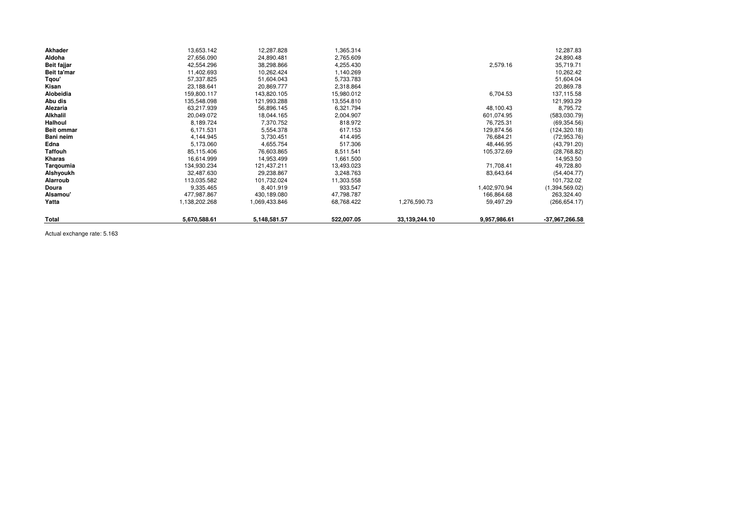| | | | | | | |
|---|---|---|---|---|---|---|
| **Akhader** | 13,653.142 | 12,287.828 | 1,365.314 | | | 12,287.83 |
| **Aldoha** | 27,656.090 | 24,890.481 | 2,765.609 | | | 24,890.48 |
| **Beit fajjar** | 42,554.296 | 38,298.866 | 4,255.430 | | 2,579.16 | 35,719.71 |
| **Beit ta'mar** | 11,402.693 | 10,262.424 | 1,140.269 | | | 10,262.42 |
| **Tqou'** | 57,337.825 | 51,604.043 | 5,733.783 | | | 51,604.04 |
| **Kisan** | 23,188.641 | 20,869.777 | 2,318.864 | | | 20,869.78 |
| **Alobeidia** | 159,800.117 | 143,820.105 | 15,980.012 | | 6,704.53 | 137,115.58 |
| **Abu dis** | 135,548.098 | 121,993.288 | 13,554.810 | | | 121,993.29 |
| **Alezaria** | 63,217.939 | 56,896.145 | 6,321.794 | | 48,100.43 | 8,795.72 |
| **Alkhalil** | 20,049.072 | 18,044.165 | 2,004.907 | | 601,074.95 | (583,030.79) |
| **Halhoul** | 8,189.724 | 7,370.752 | 818.972 | | 76,725.31 | (69,354.56) |
| **Beit ommar** | 6,171.531 | 5,554.378 | 617.153 | | 129,874.56 | (124,320.18) |
| **Bani neim** | 4,144.945 | 3,730.451 | 414.495 | | 76,684.21 | (72,953.76) |
| **Edna** | 5,173.060 | 4,655.754 | 517.306 | | 48,446.95 | (43,791.20) |
| **Taffouh** | 85,115.406 | 76,603.865 | 8,511.541 | | 105,372.69 | (28,768.82) |
| **Kharas** | 16,614.999 | 14,953.499 | 1,661.500 | | | 14,953.50 |
| **Tarqoumia** | 134,930.234 | 121,437.211 | 13,493.023 | | 71,708.41 | 49,728.80 |
| **Alshyoukh** | 32,487.630 | 29,238.867 | 3,248.763 | | 83,643.64 | (54,404.77) |
| **Alarroub** | 113,035.582 | 101,732.024 | 11,303.558 | | | 101,732.02 |
| **Doura** | 9,335.465 | 8,401.919 | 933.547 | | 1,402,970.94 | (1,394,569.02) |
| **Alsamou'** | 477,987.867 | 430,189.080 | 47,798.787 | | 166,864.68 | 263,324.40 |
| **Yatta** | 1,138,202.268 | 1,069,433.846 | 68,768.422 | 1,276,590.73 | 59,497.29 | (266,654.17) |
| **Total** | **5,670,588.61** | **5,148,581.57** | **522,007.05** | **33,139,244.10** | **9,957,986.61** | **-37,967,266.58** |

Actual exchange rate: 5.163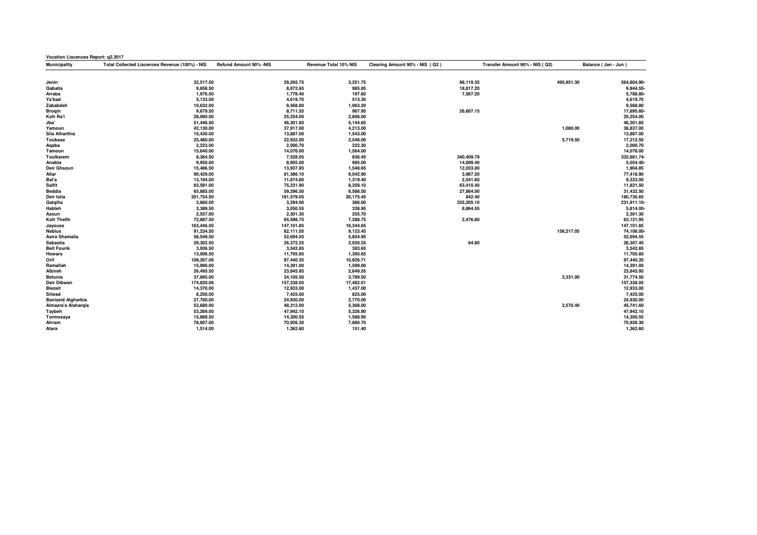**Vocation Liscences Report: q2.2017**

| Municipality | Total Collected Liscences Revenue (100%) - NIS | Refund Amount 90% -NIS | Revenue Total 10% NIS | Clearing Amount 90% - NIS ( Q2 ) | Transfer Amount 90% - NIS ( Q2) | Balance ( Jan - Jun ) |
|---|---|---|---|---|---|---|
| Jenin | 32,517.50 | 29,265.75 | 3,251.75 | 98,119.35 | 495,951.30 | 564,804.90- |
| Qabatia | 9,858.50 | 8,872.65 | 985.85 | 18,817.20 | | 9,944.55- |
| Arraba | 1,976.00 | 1,778.40 | 197.60 | 7,567.20 | | 5,788.80- |
| Ya'bad | 5,133.00 | 4,619.70 | 513.30 | | | 4,619.70 |
| Zababdeh | 10,632.00 | 9,568.80 | 1,063.20 | | | 9,568.80 |
| Broqin | 9,679.50 | 8,711.55 | 967.95 | 26,607.15 | | 17,895.60- |
| Kofr Ra'i | 28,060.00 | 25,254.00 | 2,806.00 | | | 25,254.00 |
| Jba' | 51,446.50 | 46,301.85 | 5,144.65 | | | 46,301.85 |
| Yamoun | 42,130.00 | 37,917.00 | 4,213.00 | | 1,080.00 | 36,837.00 |
| Sila Alharthia | 15,430.00 | 13,887.00 | 1,543.00 | | | 13,887.00 |
| Toubass | 25,480.00 | 22,932.00 | 2,548.00 | | 5,719.50 | 17,212.50 |
| Aqaba | 2,223.00 | 2,000.70 | 222.30 | | | 2,000.70 |
| Tamoun | 15,640.00 | 14,076.00 | 1,564.00 | | | 14,076.00 |
| Toulkarem | 8,364.50 | 7,528.05 | 836.45 | 340,409.79 | | 332,881.74- |
| Anabta | 9,950.00 | 8,955.00 | 995.00 | 14,009.40 | | 5,054.40- |
| Deir Ghsoun | 15,486.50 | 13,937.85 | 1,548.65 | 12,033.00 | | 1,904.85 |
| Allar | 90,429.00 | 81,386.10 | 9,042.90 | 3,967.20 | | 77,418.90 |
| Bal'a | 13,194.00 | 11,874.60 | 1,319.40 | 2,541.60 | | 9,333.00 |
| Salfit | 83,591.00 | 75,231.90 | 8,359.10 | 63,410.40 | | 11,821.50 |
| Beddia | 65,885.00 | 59,296.50 | 6,588.50 | 27,864.00 | | 31,432.50 |
| Deir Istia | 201,754.50 | 181,579.05 | 20,175.45 | 842.40 | | 180,736.65 |
| Qalqilia | 3,660.00 | 3,294.00 | 366.00 | 235,205.10 | | 231,911.10- |
| Hableh | 3,389.50 | 3,050.55 | 338.95 | 8,864.55 | | 5,814.00- |
| Azoun | 2,557.00 | 2,301.30 | 255.70 | | | 2,301.30 |
| Kofr Thelth | 72,887.50 | 65,598.75 | 7,288.75 | 2,476.80 | | 63,121.95 |
| Jayouss | 163,446.50 | 147,101.85 | 16,344.65 | | | 147,101.85 |
| Nablus | 91,234.50 | 82,111.05 | 9,123.45 | | 156,217.05 | 74,106.00- |
| Asira Shamalia | 58,549.50 | 52,694.55 | 5,854.95 | | | 52,694.55 |
| Sabastia | 29,302.50 | 26,372.25 | 2,930.25 | 64.80 | | 26,307.45 |
| Beit Fourik | 3,936.50 | 3,542.85 | 393.65 | | | 3,542.85 |
| Howara | 13,006.50 | 11,705.85 | 1,300.65 | | | 11,705.85 |
| Orif | 108,267.06 | 97,440.35 | 10,826.71 | | | 97,440.35 |
| Ramallah | 15,990.00 | 14,391.00 | 1,599.00 | | | 14,391.00 |
| Albireh | 26,495.50 | 23,845.95 | 2,649.55 | | | 23,845.95 |
| Betunia | 37,895.00 | 34,105.50 | 3,789.50 | | 2,331.00 | 31,774.50 |
| Deir Dibwan | 174,820.06 | 157,338.05 | 17,482.01 | | | 157,338.05 |
| Biezeit | 14,370.00 | 12,933.00 | 1,437.00 | | | 12,933.00 |
| Silwad | 8,250.00 | 7,425.00 | 825.00 | | | 7,425.00 |
| Banizeid Algharbia | 27,700.00 | 24,930.00 | 2,770.00 | | | 24,930.00 |
| Almazra'a Alsharqia | 53,680.00 | 48,312.00 | 5,368.00 | | 2,570.40 | 45,741.60 |
| Taybeh | 53,269.00 | 47,942.10 | 5,326.90 | | | 47,942.10 |
| Tormosaya | 15,889.50 | 14,300.55 | 1,588.95 | | | 14,300.55 |
| Alrram | 78,807.00 | 70,926.30 | 7,880.70 | | | 70,926.30 |
| Atara | 1,514.00 | 1,362.60 | 151.40 | | | 1,362.60 |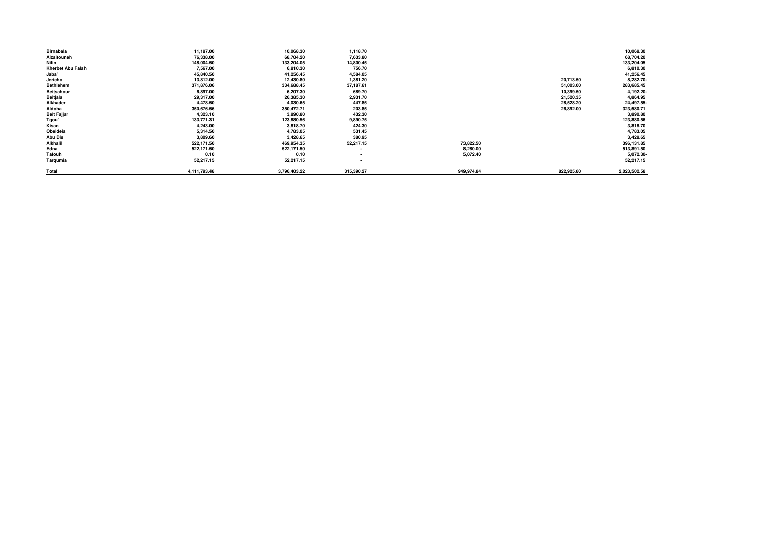| | | | | | | |
|---|---|---|---|---|---|---|
| **Birnabala** | **11,187.00** | **10,068.30** | **1,118.70** | | | **10,068.30** |
| **Alzaitouneh** | **76,338.00** | **68,704.20** | **7,633.80** | | | **68,704.20** |
| **Nilin** | **148,004.50** | **133,204.05** | **14,800.45** | | | **133,204.05** |
| **Kherbet Abu Falah** | **7,567.00** | **6,810.30** | **756.70** | | | **6,810.30** |
| **Jaba'** | **45,840.50** | **41,256.45** | **4,584.05** | | | **41,256.45** |
| **Jericho** | **13,812.00** | **12,430.80** | **1,381.20** | | **20,713.50** | **8,282.70-** |
| **Bethlehem** | **371,876.06** | **334,688.45** | **37,187.61** | | **51,003.00** | **283,685.45** |
| **Beitsahour** | **6,897.00** | **6,207.30** | **689.70** | | **10,399.50** | **4,192.20-** |
| **Beitjala** | **29,317.00** | **26,385.30** | **2,931.70** | | **21,520.35** | **4,864.95** |
| **Alkhader** | **4,478.50** | **4,030.65** | **447.85** | | **28,528.20** | **24,497.55-** |
| **Aldoha** | **350,676.56** | **350,472.71** | **203.85** | | **26,892.00** | **323,580.71** |
| **Beit Fajjar** | **4,323.10** | **3,890.80** | **432.30** | | | **3,890.80** |
| **Tqou'** | **133,771.31** | **123,880.56** | **9,890.75** | | | **123,880.56** |
| **Kisan** | **4,243.00** | **3,818.70** | **424.30** | | | **3,818.70** |
| **Obeideia** | **5,314.50** | **4,783.05** | **531.45** | | | **4,783.05** |
| **Abu Dis** | **3,809.60** | **3,428.65** | **380.95** | | | **3,428.65** |
| **Alkhalil** | **522,171.50** | **469,954.35** | **52,217.15** | **73,822.50** | | **396,131.85** |
| **Edna** | **522,171.50** | **522,171.50** | **-** | **8,280.00** | | **513,891.50** |
| **Tafouh** | **0.10** | **0.10** | **-** | **5,072.40** | | **5,072.30-** |
| **Tarqumia** | **52,217.15** | **52,217.15** | **-** | | | **52,217.15** |
| **Total** | **4,111,793.48** | **3,796,403.22** | **315,390.27** | **949,974.84** | **822,925.80** | **2,023,502.58** |